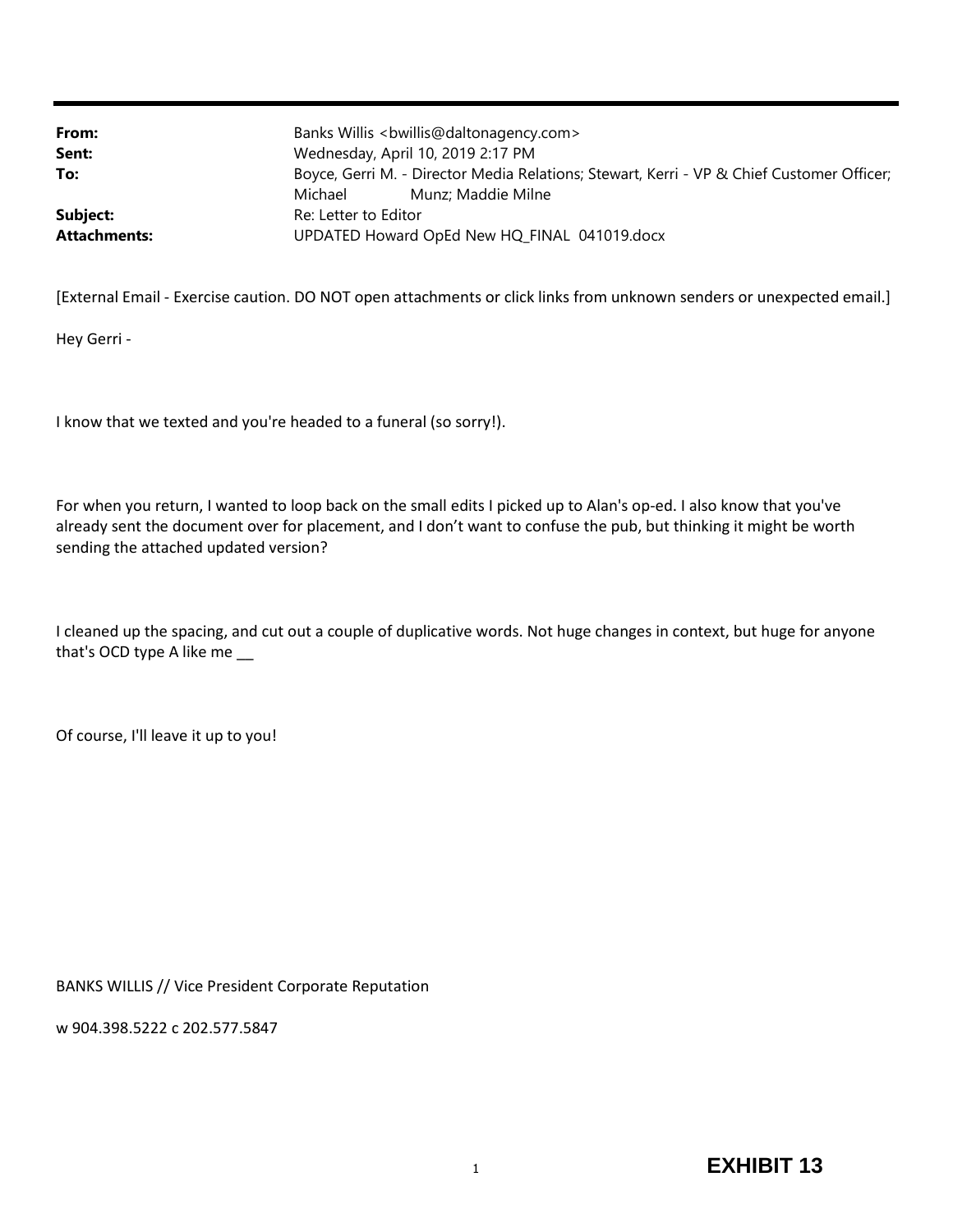| | |
|---|---|
| **From:** | Banks Willis <bwillis@daltonagency.com> |
| **Sent:** | Wednesday, April 10, 2019 2:17 PM |
| **To:** | Boyce, Gerri M. - Director Media Relations; Stewart, Kerri - VP & Chief Customer Officer; Michael Munz; Maddie Milne |
| **Subject:** | Re: Letter to Editor |
| **Attachments:** | UPDATED Howard OpEd New HQ_FINAL 041019.docx |

[External Email - Exercise caution. DO NOT open attachments or click links from unknown senders or unexpected email.]

Hey Gerri -

I know that we texted and you're headed to a funeral (so sorry!).

For when you return, I wanted to loop back on the small edits I picked up to Alan's op-ed. I also know that you've already sent the document over for placement, and I don't want to confuse the pub, but thinking it might be worth sending the attached updated version?

I cleaned up the spacing, and cut out a couple of duplicative words. Not huge changes in context, but huge for anyone that's OCD type A like me __

Of course, I'll leave it up to you!

BANKS WILLIS // Vice President Corporate Reputation

w 904.398.5222 c 202.577.5847

**EXHIBIT 13**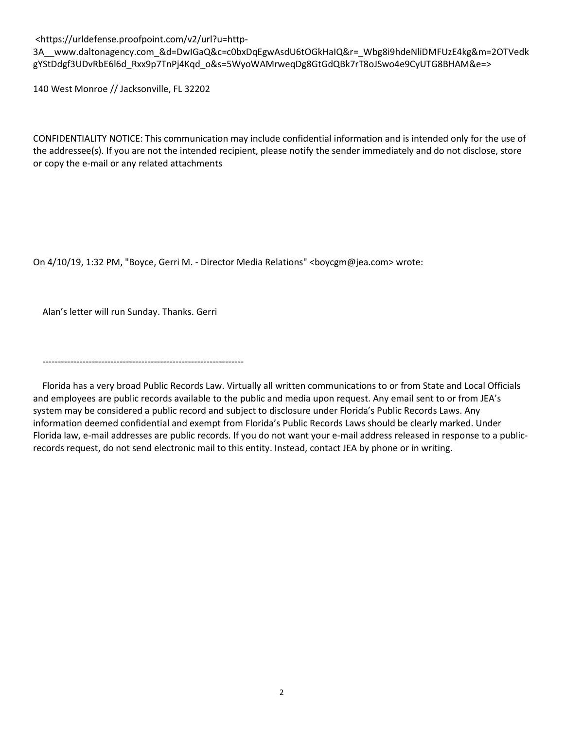<https://urldefense.proofpoint.com/v2/url?u=http-3A__www.daltonagency.com_&d=DwIGaQ&c=c0bxDqEgwAsdU6tOGkHaIQ&r=_Wbg8i9hdeNliDMFUzE4kg&m=2OTVedkgYStDdgf3UDvRbE6l6d_Rxx9p7TnPj4Kqd_o&s=5WyoWAMrweqDg8GtGdQBk7rT8oJSwo4e9CyUTG8BHAM&e=>

140 West Monroe // Jacksonville, FL 32202

CONFIDENTIALITY NOTICE: This communication may include confidential information and is intended only for the use of the addressee(s). If you are not the intended recipient, please notify the sender immediately and do not disclose, store or copy the e-mail or any related attachments

On 4/10/19, 1:32 PM, "Boyce, Gerri M. - Director Media Relations" <boycgm@jea.com> wrote:

Alan's letter will run Sunday. Thanks. Gerri

-----------------------------------------------------------------

Florida has a very broad Public Records Law. Virtually all written communications to or from State and Local Officials and employees are public records available to the public and media upon request. Any email sent to or from JEA's system may be considered a public record and subject to disclosure under Florida's Public Records Laws. Any information deemed confidential and exempt from Florida's Public Records Laws should be clearly marked. Under Florida law, e-mail addresses are public records. If you do not want your e-mail address released in response to a public-records request, do not send electronic mail to this entity. Instead, contact JEA by phone or in writing.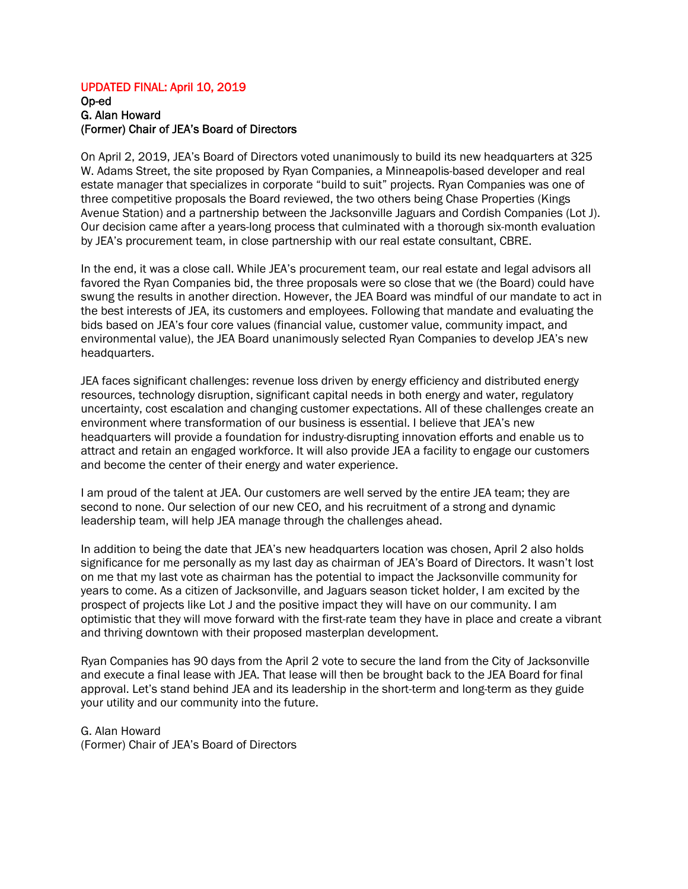UPDATED FINAL: April 10, 2019
Op-ed
G. Alan Howard
(Former) Chair of JEA's Board of Directors

On April 2, 2019, JEA's Board of Directors voted unanimously to build its new headquarters at 325 W. Adams Street, the site proposed by Ryan Companies, a Minneapolis-based developer and real estate manager that specializes in corporate "build to suit" projects. Ryan Companies was one of three competitive proposals the Board reviewed, the two others being Chase Properties (Kings Avenue Station) and a partnership between the Jacksonville Jaguars and Cordish Companies (Lot J). Our decision came after a years-long process that culminated with a thorough six-month evaluation by JEA's procurement team, in close partnership with our real estate consultant, CBRE.

In the end, it was a close call. While JEA's procurement team, our real estate and legal advisors all favored the Ryan Companies bid, the three proposals were so close that we (the Board) could have swung the results in another direction. However, the JEA Board was mindful of our mandate to act in the best interests of JEA, its customers and employees. Following that mandate and evaluating the bids based on JEA's four core values (financial value, customer value, community impact, and environmental value), the JEA Board unanimously selected Ryan Companies to develop JEA's new headquarters.

JEA faces significant challenges: revenue loss driven by energy efficiency and distributed energy resources, technology disruption, significant capital needs in both energy and water, regulatory uncertainty, cost escalation and changing customer expectations. All of these challenges create an environment where transformation of our business is essential. I believe that JEA's new headquarters will provide a foundation for industry-disrupting innovation efforts and enable us to attract and retain an engaged workforce. It will also provide JEA a facility to engage our customers and become the center of their energy and water experience.

I am proud of the talent at JEA. Our customers are well served by the entire JEA team; they are second to none. Our selection of our new CEO, and his recruitment of a strong and dynamic leadership team, will help JEA manage through the challenges ahead.

In addition to being the date that JEA's new headquarters location was chosen, April 2 also holds significance for me personally as my last day as chairman of JEA's Board of Directors. It wasn't lost on me that my last vote as chairman has the potential to impact the Jacksonville community for years to come. As a citizen of Jacksonville, and Jaguars season ticket holder, I am excited by the prospect of projects like Lot J and the positive impact they will have on our community. I am optimistic that they will move forward with the first-rate team they have in place and create a vibrant and thriving downtown with their proposed masterplan development.

Ryan Companies has 90 days from the April 2 vote to secure the land from the City of Jacksonville and execute a final lease with JEA. That lease will then be brought back to the JEA Board for final approval. Let's stand behind JEA and its leadership in the short-term and long-term as they guide your utility and our community into the future.

G. Alan Howard
(Former) Chair of JEA's Board of Directors